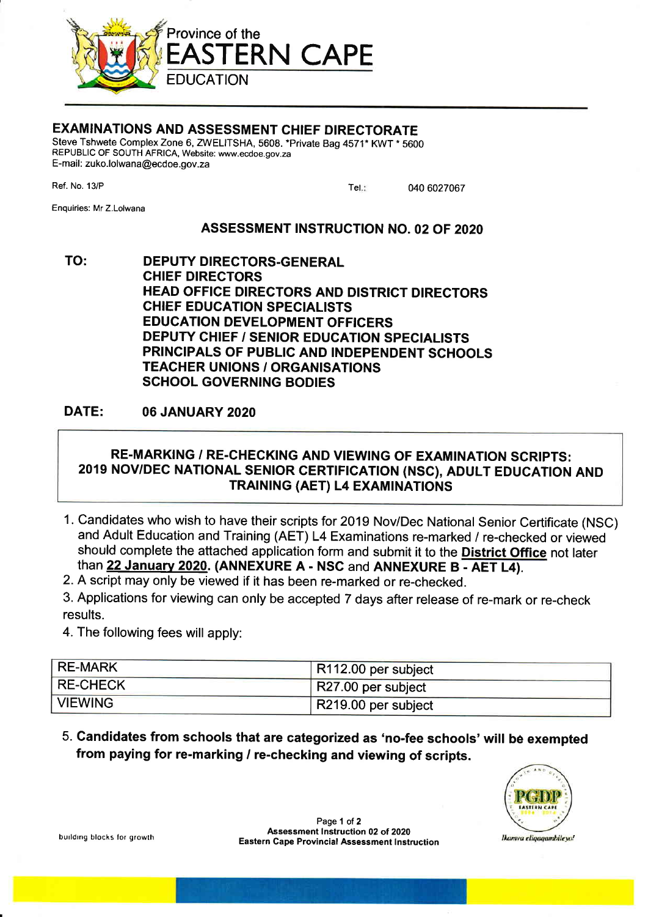Province of the
# EASTERN CAPE
EDUCATION

## EXAMINATIONS AND ASSESSMENT CHIEF DIRECTORATE

Steve Tshwete Complex Zone 6, ZWELITSHA, 5608. *Private Bag 4571* KWT * 5600
REPUBLIC OF SOUTH AFRICA, Website: www.ecdoe.gov.za
E-mail: zuko.lolwana@ecdoe.gov.za

Ref. No. 13/P    Tel.: 040 6027067

Enquiries: Mr Z.Lolwana

### ASSESSMENT INSTRUCTION NO. 02 OF 2020

**TO:**
**DEPUTY DIRECTORS-GENERAL**
**CHIEF DIRECTORS**
**HEAD OFFICE DIRECTORS AND DISTRICT DIRECTORS**
**CHIEF EDUCATION SPECIALISTS**
**EDUCATION DEVELOPMENT OFFICERS**
**DEPUTY CHIEF / SENIOR EDUCATION SPECIALISTS**
**PRINCIPALS OF PUBLIC AND INDEPENDENT SCHOOLS**
**TEACHER UNIONS / ORGANISATIONS**
**SCHOOL GOVERNING BODIES**

**DATE:** **06 JANUARY 2020**

### RE-MARKING / RE-CHECKING AND VIEWING OF EXAMINATION SCRIPTS: 2019 NOV/DEC NATIONAL SENIOR CERTIFICATION (NSC), ADULT EDUCATION AND TRAINING (AET) L4 EXAMINATIONS

1. Candidates who wish to have their scripts for 2019 Nov/Dec National Senior Certificate (NSC) and Adult Education and Training (AET) L4 Examinations re-marked / re-checked or viewed should complete the attached application form and submit it to the **District Office** not later than **22 January 2020**. **(ANNEXURE A - NSC** and **ANNEXURE B - AET L4)**.
2. A script may only be viewed if it has been re-marked or re-checked.
3. Applications for viewing can only be accepted 7 days after release of re-mark or re-check results.
4. The following fees will apply:

| RE-MARK | R112.00 per subject |
|---|---|
| RE-CHECK | R27.00 per subject |
| VIEWING | R219.00 per subject |

5. **Candidates from schools that are categorized as 'no-fee schools' will be exempted from paying for re-marking / re-checking and viewing of scripts.**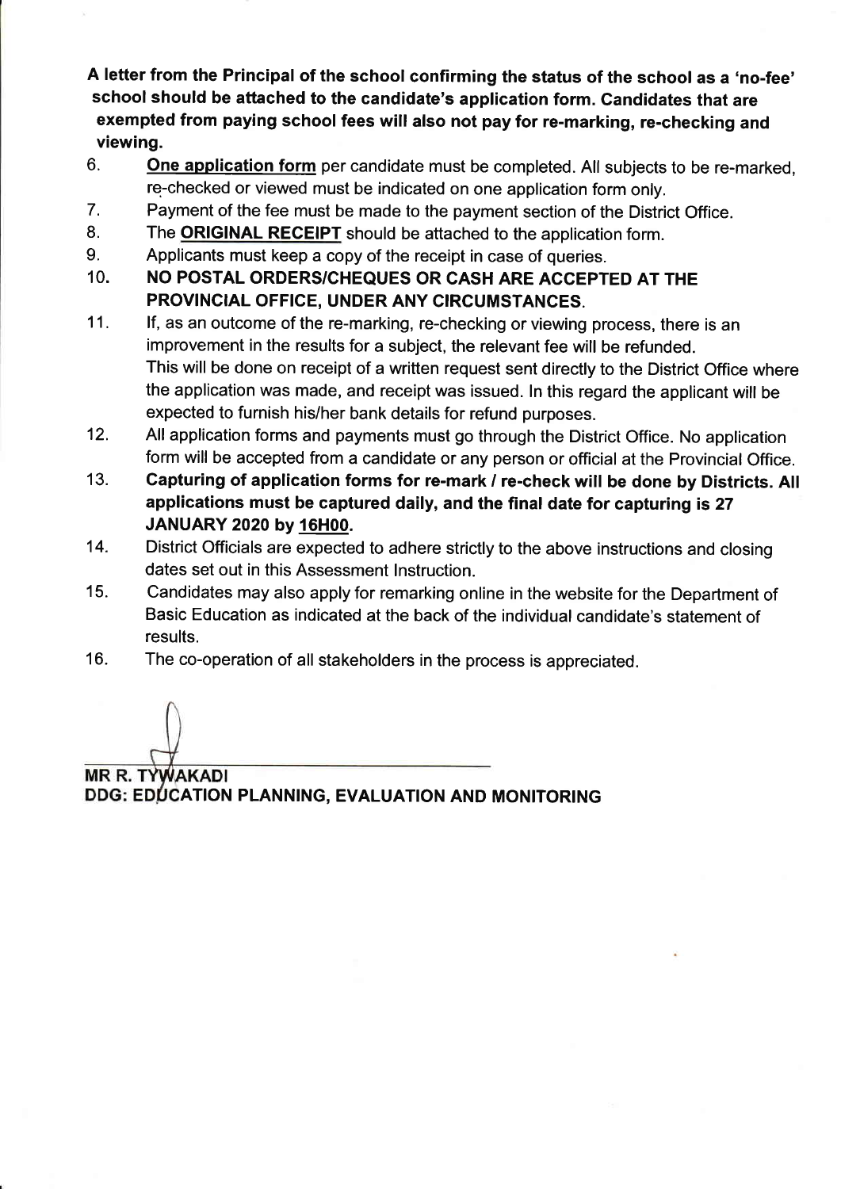**A letter from the Principal of the school confirming the status of the school as a 'no-fee' school should be attached to the candidate's application form. Candidates that are exempted from paying school fees will also not pay for re-marking, re-checking and viewing.**

6. **One application form** per candidate must be completed. All subjects to be re-marked, re-checked or viewed must be indicated on one application form only.
7. Payment of the fee must be made to the payment section of the District Office.
8. The **ORIGINAL RECEIPT** should be attached to the application form.
9. Applicants must keep a copy of the receipt in case of queries.
10. **NO POSTAL ORDERS/CHEQUES OR CASH ARE ACCEPTED AT THE PROVINCIAL OFFICE, UNDER ANY CIRCUMSTANCES.**
11. If, as an outcome of the re-marking, re-checking or viewing process, there is an improvement in the results for a subject, the relevant fee will be refunded. This will be done on receipt of a written request sent directly to the District Office where the application was made, and receipt was issued. In this regard the applicant will be expected to furnish his/her bank details for refund purposes.
12. All application forms and payments must go through the District Office. No application form will be accepted from a candidate or any person or official at the Provincial Office.
13. **Capturing of application forms for re-mark / re-check will be done by Districts. All applications must be captured daily, and the final date for capturing is 27 JANUARY 2020 by 16H00.**
14. District Officials are expected to adhere strictly to the above instructions and closing dates set out in this Assessment Instruction.
15. Candidates may also apply for remarking online in the website for the Department of Basic Education as indicated at the back of the individual candidate's statement of results.
16. The co-operation of all stakeholders in the process is appreciated.

**MR R. TYWAKADI**
**DDG: EDUCATION PLANNING, EVALUATION AND MONITORING**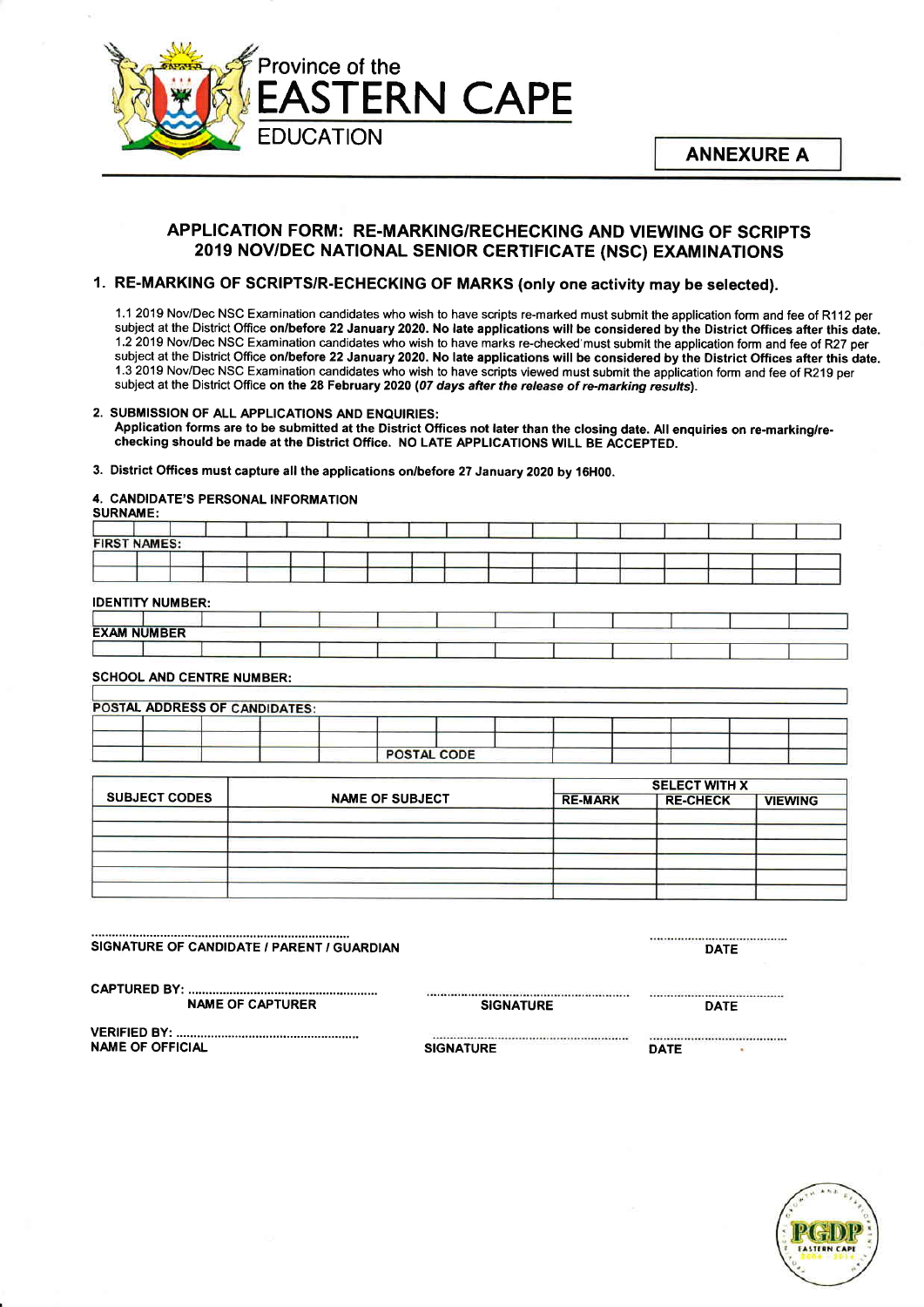Province of the
**EASTERN CAPE**
EDUCATION

**ANNEXURE A**

## APPLICATION FORM: RE-MARKING/RECHECKING AND VIEWING OF SCRIPTS 2019 NOV/DEC NATIONAL SENIOR CERTIFICATE (NSC) EXAMINATIONS

### 1. RE-MARKING OF SCRIPTS/R-ECHECKING OF MARKS (only one activity may be selected).

1.1 2019 Nov/Dec NSC Examination candidates who wish to have scripts re-marked must submit the application form and fee of R112 per subject at the District Office **on/before 22 January 2020. No late applications will be considered by the District Offices after this date.**
1.2 2019 Nov/Dec NSC Examination candidates who wish to have marks re-checked must submit the application form and fee of R27 per subject at the District Office **on/before 22 January 2020. No late applications will be considered by the District Offices after this date.**
1.3 2019 Nov/Dec NSC Examination candidates who wish to have scripts viewed must submit the application form and fee of R219 per subject at the District Office **on the 28 February 2020 (*07 days after the release of re-marking results*).**

**2. SUBMISSION OF ALL APPLICATIONS AND ENQUIRIES:**
**Application forms are to be submitted at the District Offices not later than the closing date. All enquiries on re-marking/re-checking should be made at the District Office. NO LATE APPLICATIONS WILL BE ACCEPTED.**

**3. District Offices must capture all the applications on/before 27 January 2020 by 16H00.**

**4. CANDIDATE'S PERSONAL INFORMATION**

**SURNAME:**

| | | | | | | | | | | | | | | | | | |
|---|---|---|---|---|---|---|---|---|---|---|---|---|---|---|---|---|---|
| | | | | | | | | | | | | | | | | | |

**FIRST NAMES:**

| | | | | | | | | | | | | | | | | | |
|---|---|---|---|---|---|---|---|---|---|---|---|---|---|---|---|---|---|
| | | | | | | | | | | | | | | | | | |
| | | | | | | | | | | | | | | | | | |

**IDENTITY NUMBER:**

| | | | | | | | | | | | | |
|---|---|---|---|---|---|---|---|---|---|---|---|---|
| | | | | | | | | | | | | |

**EXAM NUMBER**

| | | | | | | | | | | | | |
|---|---|---|---|---|---|---|---|---|---|---|---|---|
| | | | | | | | | | | | | |

**SCHOOL AND CENTRE NUMBER:**

| |
|---|
| |

**POSTAL ADDRESS OF CANDIDATES:**

| | | | | | | | | | | | |
|---|---|---|---|---|---|---|---|---|---|---|---|
| | | | | | | | | | | | |
| | | | | | | | | | | | |
| | | | | | POSTAL CODE | | | | | | |

| SUBJECT CODES | NAME OF SUBJECT | SELECT WITH X | | |
|---|---|---|---|---|
| | | RE-MARK | RE-CHECK | VIEWING |
| | | | | |
| | | | | |
| | | | | |
| | | | | |
| | | | | |
| | | | | |

.......................................................................... SIGNATURE OF CANDIDATE / PARENT / GUARDIAN ........................................ DATE

CAPTURED BY: ........................................................ NAME OF CAPTURER ........................................................ SIGNATURE ........................................ DATE

VERIFIED BY: ........................................................ NAME OF OFFICIAL ........................................................ SIGNATURE ........................................ DATE

PGDP EASTERN CAPE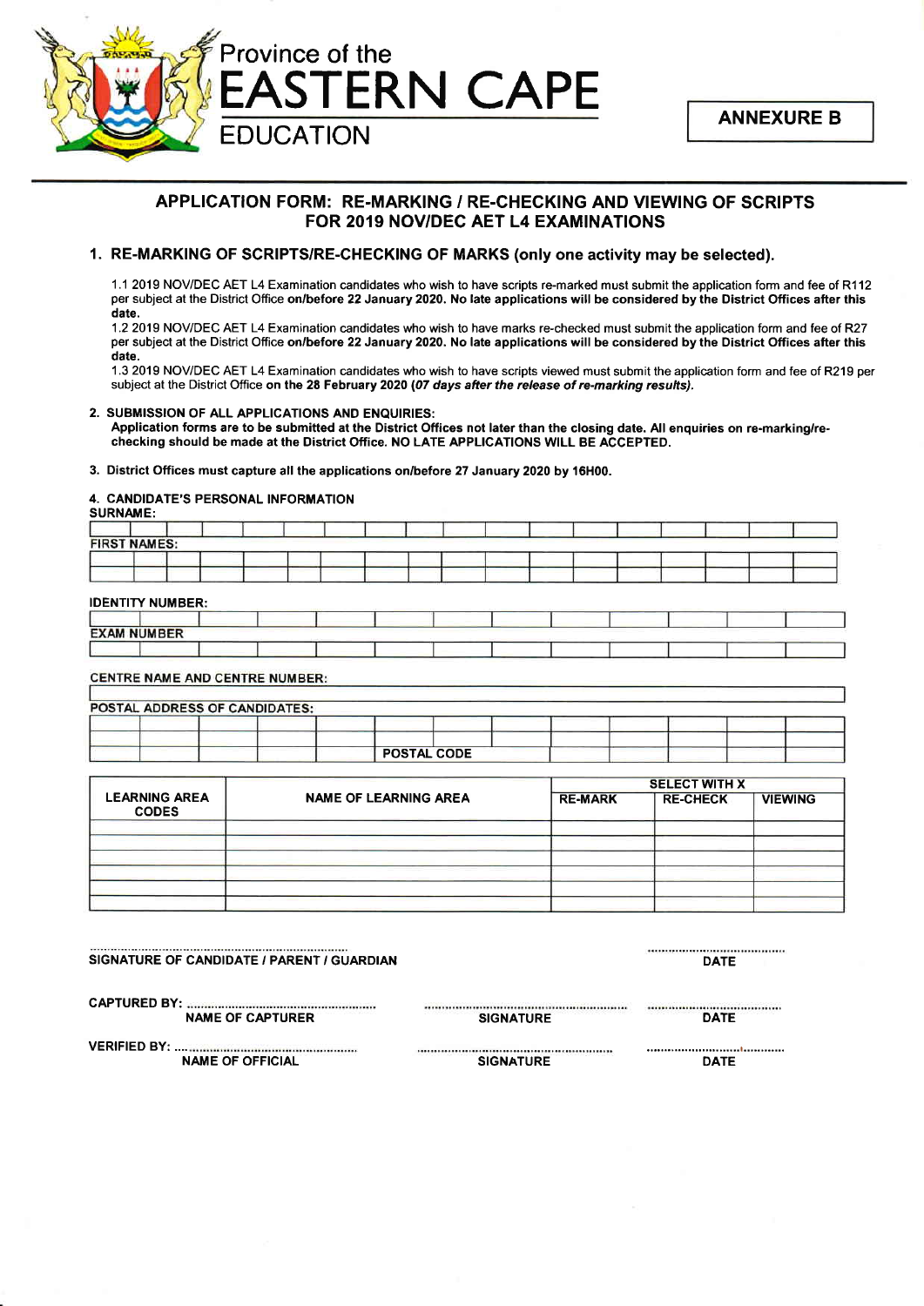Province of the
# EASTERN CAPE
EDUCATION

**ANNEXURE B**

## APPLICATION FORM: RE-MARKING / RE-CHECKING AND VIEWING OF SCRIPTS FOR 2019 NOV/DEC AET L4 EXAMINATIONS

### 1. RE-MARKING OF SCRIPTS/RE-CHECKING OF MARKS (only one activity may be selected).

1.1 2019 NOV/DEC AET L4 Examination candidates who wish to have scripts re-marked must submit the application form and fee of R112 per subject at the District Office **on/before 22 January 2020. No late applications will be considered by the District Offices after this date.**

1.2 2019 NOV/DEC AET L4 Examination candidates who wish to have marks re-checked must submit the application form and fee of R27 per subject at the District Office **on/before 22 January 2020. No late applications will be considered by the District Offices after this date.**

1.3 2019 NOV/DEC AET L4 Examination candidates who wish to have scripts viewed must submit the application form and fee of R219 per subject at the District Office **on the 28 February 2020 (*07 days after the release of re-marking results*).**

**2. SUBMISSION OF ALL APPLICATIONS AND ENQUIRIES:**
**Application forms are to be submitted at the District Offices not later than the closing date. All enquiries on re-marking/re-checking should be made at the District Office. NO LATE APPLICATIONS WILL BE ACCEPTED.**

**3. District Offices must capture all the applications on/before 27 January 2020 by 16H00.**

**4. CANDIDATE'S PERSONAL INFORMATION**

**SURNAME:**

**FIRST NAMES:**

**IDENTITY NUMBER:**

**EXAM NUMBER**

**CENTRE NAME AND CENTRE NUMBER:**

**POSTAL ADDRESS OF CANDIDATES:**

**POSTAL CODE**

| LEARNING AREA CODES | NAME OF LEARNING AREA | SELECT WITH X | | |
|---|---|---|---|---|
| | | RE-MARK | RE-CHECK | VIEWING |
| | | | | |
| | | | | |
| | | | | |
| | | | | |
| | | | | |

..................................................... ..........................
**SIGNATURE OF CANDIDATE / PARENT / GUARDIAN** **DATE**

**CAPTURED BY:** ..................................... ..................................... ..........................
**NAME OF CAPTURER** **SIGNATURE** **DATE**

**VERIFIED BY:** ..................................... ..................................... ..........................
**NAME OF OFFICIAL** **SIGNATURE** **DATE**